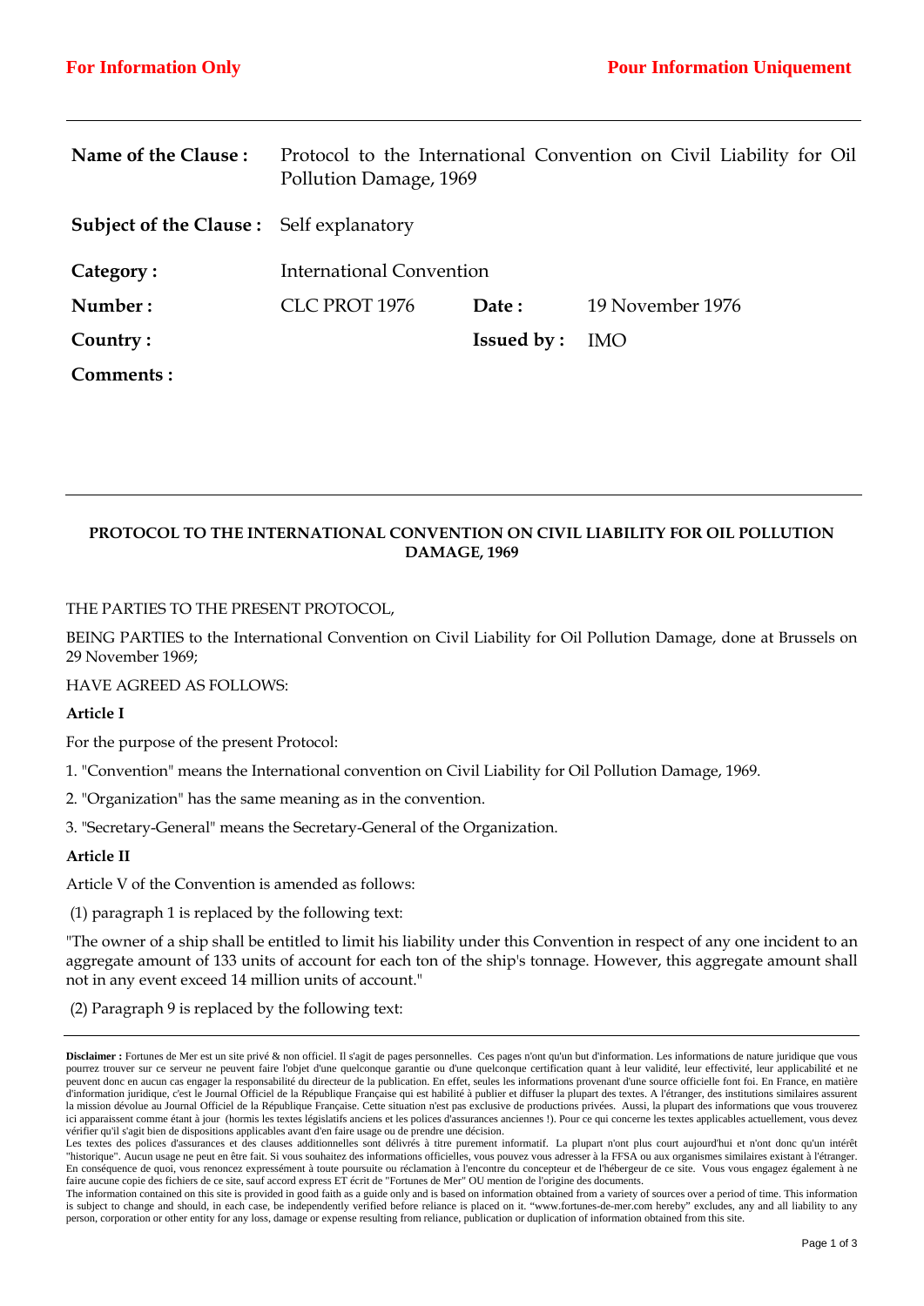**For Information Only** **Pour Information Uniquement**

| | | | |
|---|---|---|---|
| **Name of the Clause :** | Protocol to the International Convention on Civil Liability for Oil Pollution Damage, 1969 | | |
| **Subject of the Clause :** | Self explanatory | | |
| **Category :** | International Convention | | |
| **Number :** | CLC PROT 1976 | **Date :** | 19 November 1976 |
| **Country :** | | **Issued by :** | IMO |
| **Comments :** | | | |

## PROTOCOL TO THE INTERNATIONAL CONVENTION ON CIVIL LIABILITY FOR OIL POLLUTION DAMAGE, 1969

THE PARTIES TO THE PRESENT PROTOCOL,

BEING PARTIES to the International Convention on Civil Liability for Oil Pollution Damage, done at Brussels on 29 November 1969;

HAVE AGREED AS FOLLOWS:

**Article I**

For the purpose of the present Protocol:

1. "Convention" means the International convention on Civil Liability for Oil Pollution Damage, 1969.

2. "Organization" has the same meaning as in the convention.

3. "Secretary-General" means the Secretary-General of the Organization.

**Article II**

Article V of the Convention is amended as follows:

(1) paragraph 1 is replaced by the following text:

"The owner of a ship shall be entitled to limit his liability under this Convention in respect of any one incident to an aggregate amount of 133 units of account for each ton of the ship's tonnage. However, this aggregate amount shall not in any event exceed 14 million units of account."

(2) Paragraph 9 is replaced by the following text:

**Disclaimer :** Fortunes de Mer est un site privé & non officiel. Il s'agit de pages personnelles. Ces pages n'ont qu'un but d'information. Les informations de nature juridique que vous pourrez trouver sur ce serveur ne peuvent faire l'objet d'une quelconque garantie ou d'une quelconque certification quant à leur validité, leur effectivité, leur applicabilité et ne peuvent donc en aucun cas engager la responsabilité du directeur de la publication. En effet, seules les informations provenant d'une source officielle font foi. En France, en matière d'information juridique, c'est le Journal Officiel de la République Française qui est habilité à publier et diffuser la plupart des textes. A l'étranger, des institutions similaires assurent la mission dévolue au Journal Officiel de la République Française. Cette situation n'est pas exclusive de productions privées. Aussi, la plupart des informations que vous trouverez ici apparaissent comme étant à jour (hormis les textes législatifs anciens et les polices d'assurances anciennes !). Pour ce qui concerne les textes applicables actuellement, vous devez vérifier qu'il s'agit bien de dispositions applicables avant d'en faire usage ou de prendre une décision.
Les textes des polices d'assurances et des clauses additionnelles sont délivrés à titre purement informatif. La plupart n'ont plus court aujourd'hui et n'ont donc qu'un intérêt "historique". Aucun usage ne peut en être fait. Si vous souhaitez des informations officielles, vous pouvez vous adresser à la FFSA ou aux organismes similaires existant à l'étranger. En conséquence de quoi, vous renoncez expressément à toute poursuite ou réclamation à l'encontre du concepteur et de l'hébergeur de ce site. Vous vous engagez également à ne faire aucune copie des fichiers de ce site, sauf accord express ET écrit de "Fortunes de Mer" OU mention de l'origine des documents.
The information contained on this site is provided in good faith as a guide only and is based on information obtained from a variety of sources over a period of time. This information is subject to change and should, in each case, be independently verified before reliance is placed on it. "www.fortunes-de-mer.com hereby" excludes, any and all liability to any person, corporation or other entity for any loss, damage or expense resulting from reliance, publication or duplication of information obtained from this site.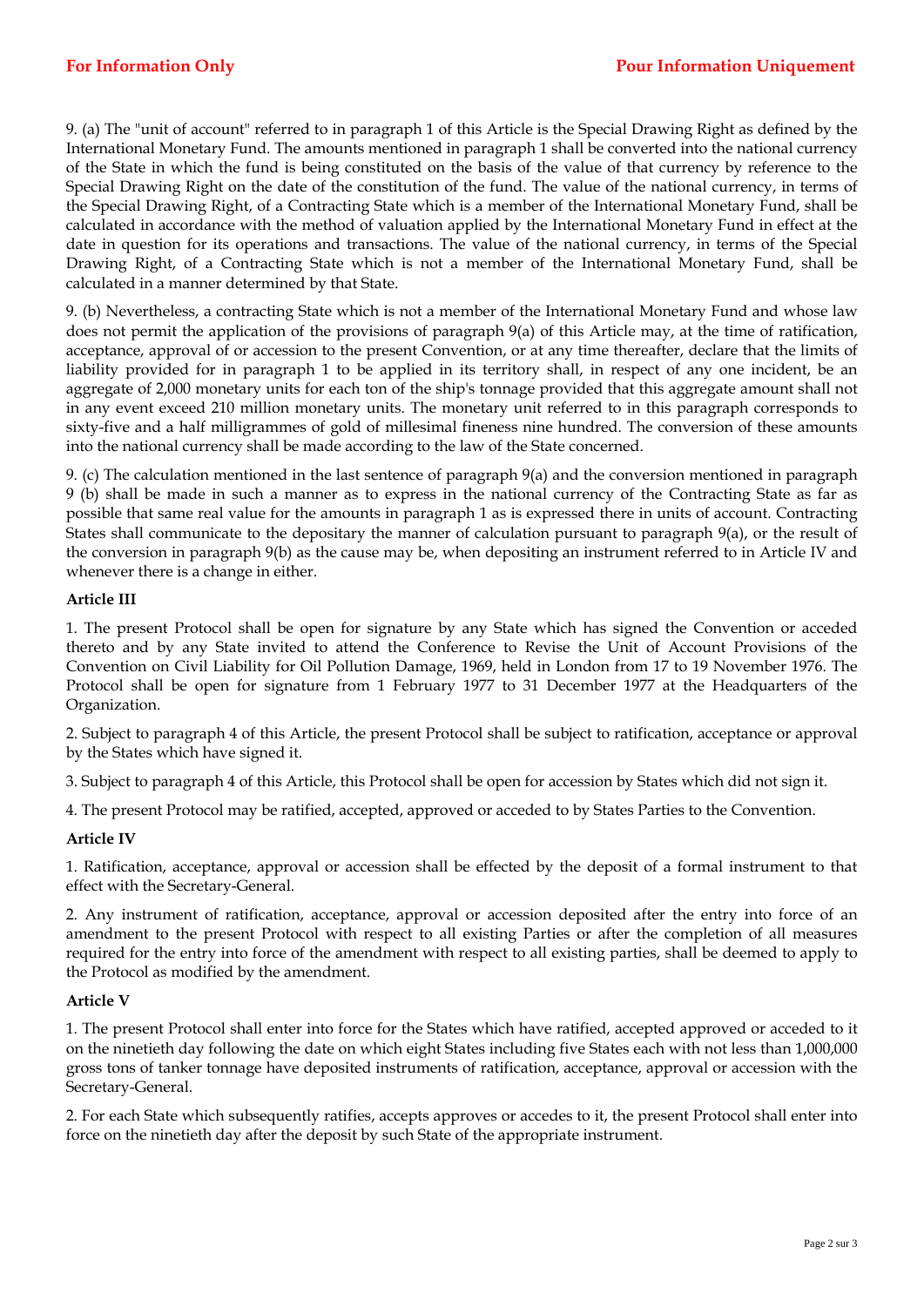9. (a) The "unit of account" referred to in paragraph 1 of this Article is the Special Drawing Right as defined by the International Monetary Fund. The amounts mentioned in paragraph 1 shall be converted into the national currency of the State in which the fund is being constituted on the basis of the value of that currency by reference to the Special Drawing Right on the date of the constitution of the fund. The value of the national currency, in terms of the Special Drawing Right, of a Contracting State which is a member of the International Monetary Fund, shall be calculated in accordance with the method of valuation applied by the International Monetary Fund in effect at the date in question for its operations and transactions. The value of the national currency, in terms of the Special Drawing Right, of a Contracting State which is not a member of the International Monetary Fund, shall be calculated in a manner determined by that State.

9. (b) Nevertheless, a contracting State which is not a member of the International Monetary Fund and whose law does not permit the application of the provisions of paragraph 9(a) of this Article may, at the time of ratification, acceptance, approval of or accession to the present Convention, or at any time thereafter, declare that the limits of liability provided for in paragraph 1 to be applied in its territory shall, in respect of any one incident, be an aggregate of 2,000 monetary units for each ton of the ship's tonnage provided that this aggregate amount shall not in any event exceed 210 million monetary units. The monetary unit referred to in this paragraph corresponds to sixty-five and a half milligrammes of gold of millesimal fineness nine hundred. The conversion of these amounts into the national currency shall be made according to the law of the State concerned.

9. (c) The calculation mentioned in the last sentence of paragraph 9(a) and the conversion mentioned in paragraph 9 (b) shall be made in such a manner as to express in the national currency of the Contracting State as far as possible that same real value for the amounts in paragraph 1 as is expressed there in units of account. Contracting States shall communicate to the depositary the manner of calculation pursuant to paragraph 9(a), or the result of the conversion in paragraph 9(b) as the cause may be, when depositing an instrument referred to in Article IV and whenever there is a change in either.

**Article III**

1. The present Protocol shall be open for signature by any State which has signed the Convention or acceded thereto and by any State invited to attend the Conference to Revise the Unit of Account Provisions of the Convention on Civil Liability for Oil Pollution Damage, 1969, held in London from 17 to 19 November 1976. The Protocol shall be open for signature from 1 February 1977 to 31 December 1977 at the Headquarters of the Organization.

2. Subject to paragraph 4 of this Article, the present Protocol shall be subject to ratification, acceptance or approval by the States which have signed it.

3. Subject to paragraph 4 of this Article, this Protocol shall be open for accession by States which did not sign it.

4. The present Protocol may be ratified, accepted, approved or acceded to by States Parties to the Convention.

**Article IV**

1. Ratification, acceptance, approval or accession shall be effected by the deposit of a formal instrument to that effect with the Secretary-General.

2. Any instrument of ratification, acceptance, approval or accession deposited after the entry into force of an amendment to the present Protocol with respect to all existing Parties or after the completion of all measures required for the entry into force of the amendment with respect to all existing parties, shall be deemed to apply to the Protocol as modified by the amendment.

**Article V**

1. The present Protocol shall enter into force for the States which have ratified, accepted approved or acceded to it on the ninetieth day following the date on which eight States including five States each with not less than 1,000,000 gross tons of tanker tonnage have deposited instruments of ratification, acceptance, approval or accession with the Secretary-General.

2. For each State which subsequently ratifies, accepts approves or accedes to it, the present Protocol shall enter into force on the ninetieth day after the deposit by such State of the appropriate instrument.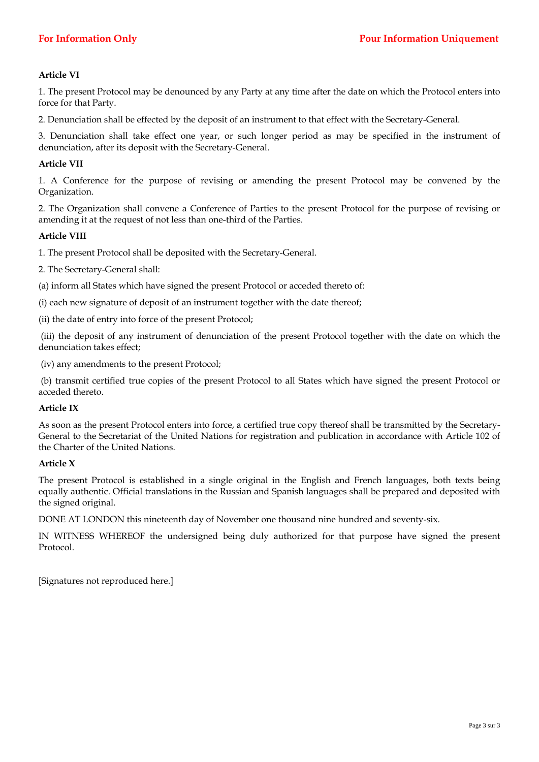**Article VI**

1. The present Protocol may be denounced by any Party at any time after the date on which the Protocol enters into force for that Party.

2. Denunciation shall be effected by the deposit of an instrument to that effect with the Secretary-General.

3. Denunciation shall take effect one year, or such longer period as may be specified in the instrument of denunciation, after its deposit with the Secretary-General.

**Article VII**

1. A Conference for the purpose of revising or amending the present Protocol may be convened by the Organization.

2. The Organization shall convene a Conference of Parties to the present Protocol for the purpose of revising or amending it at the request of not less than one-third of the Parties.

**Article VIII**

1. The present Protocol shall be deposited with the Secretary-General.

2. The Secretary-General shall:

(a) inform all States which have signed the present Protocol or acceded thereto of:

(i) each new signature of deposit of an instrument together with the date thereof;

(ii) the date of entry into force of the present Protocol;

(iii) the deposit of any instrument of denunciation of the present Protocol together with the date on which the denunciation takes effect;

(iv) any amendments to the present Protocol;

(b) transmit certified true copies of the present Protocol to all States which have signed the present Protocol or acceded thereto.

**Article IX**

As soon as the present Protocol enters into force, a certified true copy thereof shall be transmitted by the Secretary-General to the Secretariat of the United Nations for registration and publication in accordance with Article 102 of the Charter of the United Nations.

**Article X**

The present Protocol is established in a single original in the English and French languages, both texts being equally authentic. Official translations in the Russian and Spanish languages shall be prepared and deposited with the signed original.

DONE AT LONDON this nineteenth day of November one thousand nine hundred and seventy-six.

IN WITNESS WHEREOF the undersigned being duly authorized for that purpose have signed the present Protocol.

[Signatures not reproduced here.]